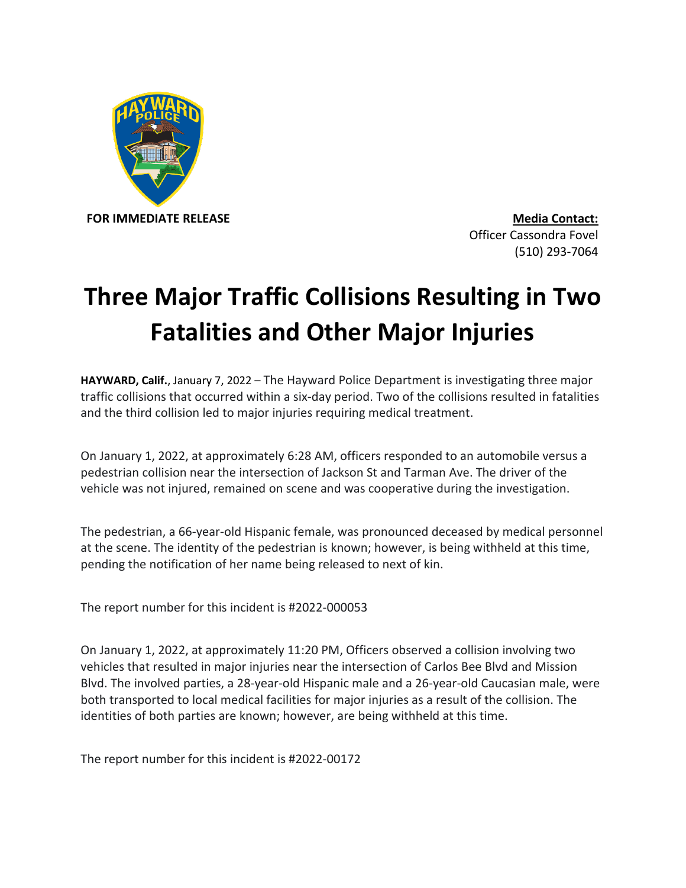**FOR IMMEDIATE RELEASE**

**Media Contact:**
Officer Cassondra Fovel
(510) 293-7064

# Three Major Traffic Collisions Resulting in Two Fatalities and Other Major Injuries

**HAYWARD, Calif.**, January 7, 2022 – The Hayward Police Department is investigating three major traffic collisions that occurred within a six-day period. Two of the collisions resulted in fatalities and the third collision led to major injuries requiring medical treatment.

On January 1, 2022, at approximately 6:28 AM, officers responded to an automobile versus a pedestrian collision near the intersection of Jackson St and Tarman Ave. The driver of the vehicle was not injured, remained on scene and was cooperative during the investigation.

The pedestrian, a 66-year-old Hispanic female, was pronounced deceased by medical personnel at the scene. The identity of the pedestrian is known; however, is being withheld at this time, pending the notification of her name being released to next of kin.

The report number for this incident is #2022-000053

On January 1, 2022, at approximately 11:20 PM, Officers observed a collision involving two vehicles that resulted in major injuries near the intersection of Carlos Bee Blvd and Mission Blvd. The involved parties, a 28-year-old Hispanic male and a 26-year-old Caucasian male, were both transported to local medical facilities for major injuries as a result of the collision. The identities of both parties are known; however, are being withheld at this time.

The report number for this incident is #2022-00172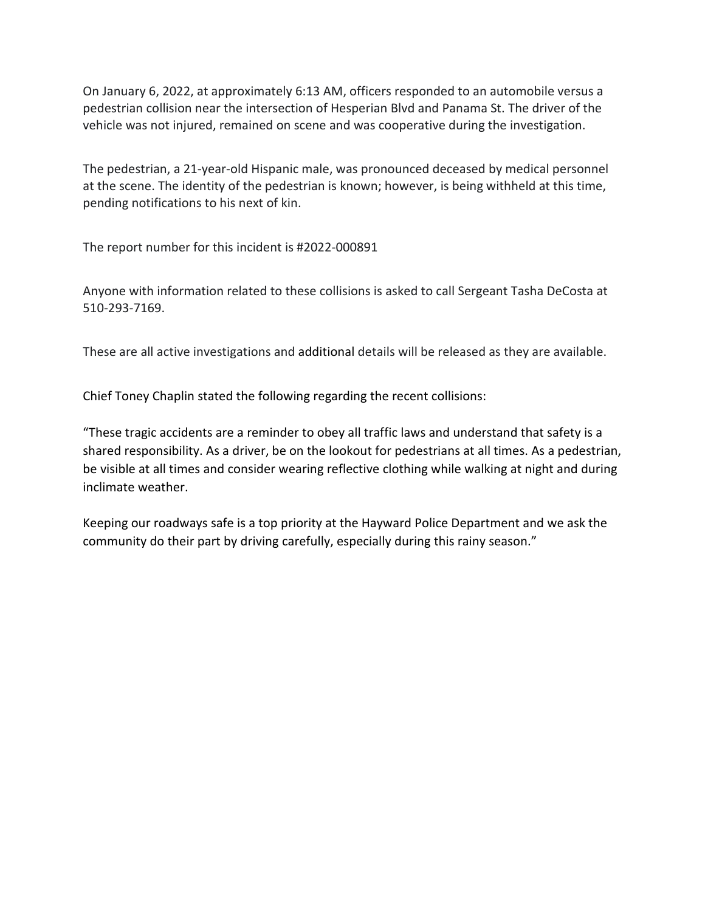On January 6, 2022, at approximately 6:13 AM, officers responded to an automobile versus a pedestrian collision near the intersection of Hesperian Blvd and Panama St. The driver of the vehicle was not injured, remained on scene and was cooperative during the investigation.

The pedestrian, a 21-year-old Hispanic male, was pronounced deceased by medical personnel at the scene. The identity of the pedestrian is known; however, is being withheld at this time, pending notifications to his next of kin.

The report number for this incident is #2022-000891

Anyone with information related to these collisions is asked to call Sergeant Tasha DeCosta at 510-293-7169.

These are all active investigations and additional details will be released as they are available.

Chief Toney Chaplin stated the following regarding the recent collisions:

"These tragic accidents are a reminder to obey all traffic laws and understand that safety is a shared responsibility. As a driver, be on the lookout for pedestrians at all times. As a pedestrian, be visible at all times and consider wearing reflective clothing while walking at night and during inclimate weather.

Keeping our roadways safe is a top priority at the Hayward Police Department and we ask the community do their part by driving carefully, especially during this rainy season."